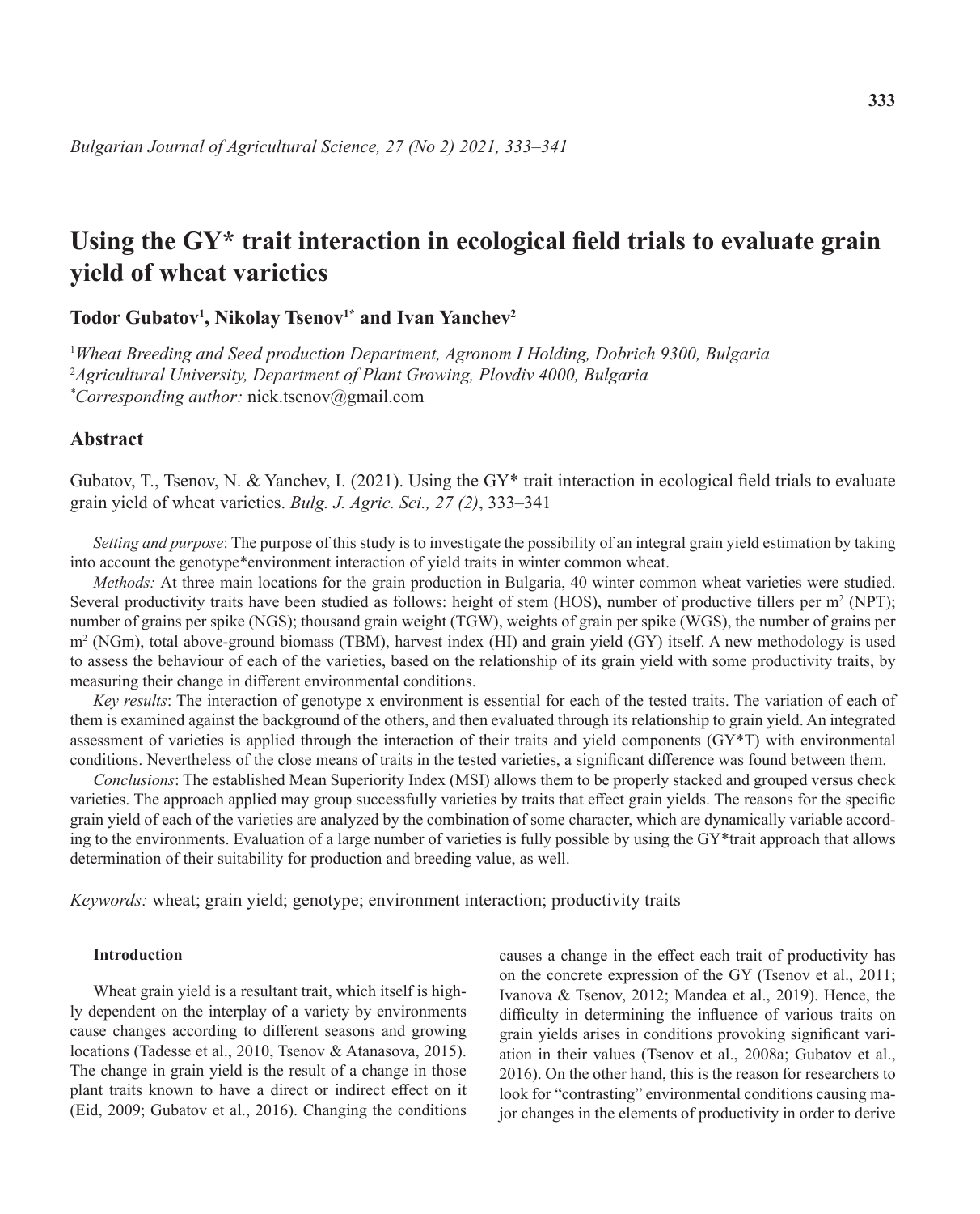# Using the GY* trait interaction in ecological field trials to evaluate grain yield of wheat varieties

**Todor Gubatov[1], Nikolay Tsenov[1*] and Ivan Yanchev[2]**

[1]*Wheat Breeding and Seed production Department, Agronom I Holding, Dobrich 9300, Bulgaria*
[2]*Agricultural University, Department of Plant Growing, Plovdiv 4000, Bulgaria*
[*]*Corresponding author:* nick.tsenov@gmail.com

## Abstract

Gubatov, T., Tsenov, N. & Yanchev, I. (2021). Using the GY* trait interaction in ecological field trials to evaluate grain yield of wheat varieties. *Bulg. J. Agric. Sci., 27 (2)*, 333–341

*Setting and purpose*: The purpose of this study is to investigate the possibility of an integral grain yield estimation by taking into account the genotype*environment interaction of yield traits in winter common wheat.

*Methods:* At three main locations for the grain production in Bulgaria, 40 winter common wheat varieties were studied. Several productivity traits have been studied as follows: height of stem (HOS), number of productive tillers per $m^2$ (NPT); number of grains per spike (NGS); thousand grain weight (TGW), weights of grain per spike (WGS), the number of grains per $m^2$ (NGm), total above-ground biomass (TBM), harvest index (HI) and grain yield (GY) itself. A new methodology is used to assess the behaviour of each of the varieties, based on the relationship of its grain yield with some productivity traits, by measuring their change in different environmental conditions.

*Key results*: The interaction of genotype x environment is essential for each of the tested traits. The variation of each of them is examined against the background of the others, and then evaluated through its relationship to grain yield. An integrated assessment of varieties is applied through the interaction of their traits and yield components (GY*T) with environmental conditions. Nevertheless of the close means of traits in the tested varieties, a significant difference was found between them.

*Conclusions*: The established Mean Superiority Index (MSI) allows them to be properly stacked and grouped versus check varieties. The approach applied may group successfully varieties by traits that effect grain yields. The reasons for the specific grain yield of each of the varieties are analyzed by the combination of some character, which are dynamically variable according to the environments. Evaluation of a large number of varieties is fully possible by using the GY*trait approach that allows determination of their suitability for production and breeding value, as well.

*Keywords:* wheat; grain yield; genotype; environment interaction; productivity traits

### Introduction

Wheat grain yield is a resultant trait, which itself is highly dependent on the interplay of a variety by environments cause changes according to different seasons and growing locations (Tadesse et al., 2010, Tsenov & Atanasova, 2015). The change in grain yield is the result of a change in those plant traits known to have a direct or indirect effect on it (Eid, 2009; Gubatov et al., 2016). Changing the conditions causes a change in the effect each trait of productivity has on the concrete expression of the GY (Tsenov et al., 2011; Ivanova & Tsenov, 2012; Mandea et al., 2019). Hence, the difficulty in determining the influence of various traits on grain yields arises in conditions provoking significant variation in their values (Tsenov et al., 2008a; Gubatov et al., 2016). On the other hand, this is the reason for researchers to look for "contrasting" environmental conditions causing major changes in the elements of productivity in order to derive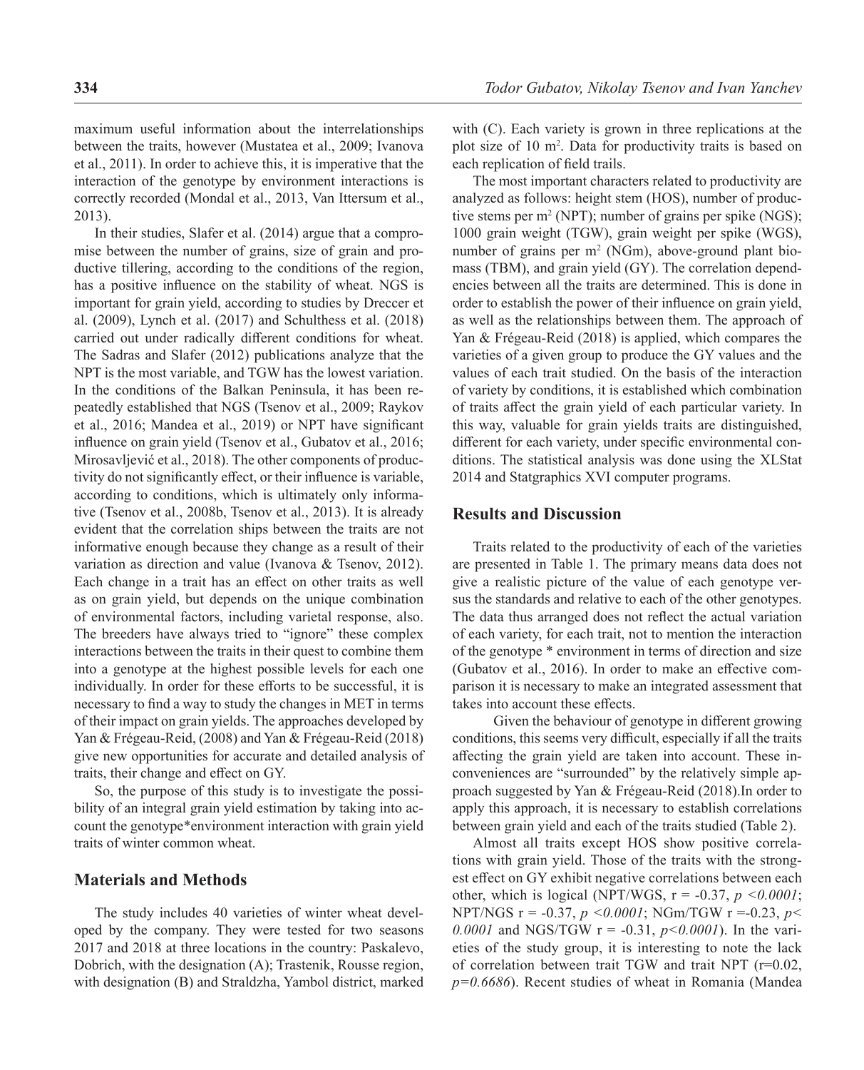maximum useful information about the interrelationships between the traits, however (Mustatea et al., 2009; Ivanova et al., 2011). In order to achieve this, it is imperative that the interaction of the genotype by environment interactions is correctly recorded (Mondal et al., 2013, Van Ittersum et al., 2013).

In their studies, Slafer et al. (2014) argue that a compromise between the number of grains, size of grain and productive tillering, according to the conditions of the region, has a positive influence on the stability of wheat. NGS is important for grain yield, according to studies by Dreccer et al. (2009), Lynch et al. (2017) and Schulthess et al. (2018) carried out under radically different conditions for wheat. The Sadras and Slafer (2012) publications analyze that the NPT is the most variable, and TGW has the lowest variation. In the conditions of the Balkan Peninsula, it has been repeatedly established that NGS (Tsenov et al., 2009; Raykov et al., 2016; Mandea et al., 2019) or NPT have significant influence on grain yield (Tsenov et al., Gubatov et al., 2016; Mirosavljević et al., 2018). The other components of productivity do not significantly effect, or their influence is variable, according to conditions, which is ultimately only informative (Tsenov et al., 2008b, Tsenov et al., 2013). It is already evident that the correlation ships between the traits are not informative enough because they change as a result of their variation as direction and value (Ivanova & Tsenov, 2012). Each change in a trait has an effect on other traits as well as on grain yield, but depends on the unique combination of environmental factors, including varietal response, also. The breeders have always tried to "ignore" these complex interactions between the traits in their quest to combine them into a genotype at the highest possible levels for each one individually. In order for these efforts to be successful, it is necessary to find a way to study the changes in MET in terms of their impact on grain yields. The approaches developed by Yan & Frégeau-Reid, (2008) and Yan & Frégeau-Reid (2018) give new opportunities for accurate and detailed analysis of traits, their change and effect on GY.

So, the purpose of this study is to investigate the possibility of an integral grain yield estimation by taking into account the genotype*environment interaction with grain yield traits of winter common wheat.

## Materials and Methods

The study includes 40 varieties of winter wheat developed by the company. They were tested for two seasons 2017 and 2018 at three locations in the country: Paskalevo, Dobrich, with the designation (A); Trastenik, Rousse region, with designation (B) and Straldzha, Yambol district, marked with (C). Each variety is grown in three replications at the plot size of 10 m$^2$. Data for productivity traits is based on each replication of field trails.

The most important characters related to productivity are analyzed as follows: height stem (HOS), number of productive stems per m$^2$ (NPT); number of grains per spike (NGS); 1000 grain weight (TGW), grain weight per spike (WGS), number of grains per m$^2$ (NGm), above-ground plant biomass (TBM), and grain yield (GY). The correlation dependencies between all the traits are determined. This is done in order to establish the power of their influence on grain yield, as well as the relationships between them. The approach of Yan & Frégeau-Reid (2018) is applied, which compares the varieties of a given group to produce the GY values and the values of each trait studied. On the basis of the interaction of variety by conditions, it is established which combination of traits affect the grain yield of each particular variety. In this way, valuable for grain yields traits are distinguished, different for each variety, under specific environmental conditions. The statistical analysis was done using the XLStat 2014 and Statgraphics XVI computer programs.

## Results and Discussion

Traits related to the productivity of each of the varieties are presented in Table 1. The primary means data does not give a realistic picture of the value of each genotype versus the standards and relative to each of the other genotypes. The data thus arranged does not reflect the actual variation of each variety, for each trait, not to mention the interaction of the genotype * environment in terms of direction and size (Gubatov et al., 2016). In order to make an effective comparison it is necessary to make an integrated assessment that takes into account these effects.

Given the behaviour of genotype in different growing conditions, this seems very difficult, especially if all the traits affecting the grain yield are taken into account. These inconveniences are "surrounded" by the relatively simple approach suggested by Yan & Frégeau-Reid (2018).In order to apply this approach, it is necessary to establish correlations between grain yield and each of the traits studied (Table 2).

Almost all traits except HOS show positive correlations with grain yield. Those of the traits with the strongest effect on GY exhibit negative correlations between each other, which is logical (NPT/WGS, r = -0.37, $p < 0.0001$; NPT/NGS r = -0.37, $p < 0.0001$; NGm/TGW r =-0.23, $p < 0.0001$ and NGS/TGW r = -0.31, $p < 0.0001$). In the varieties of the study group, it is interesting to note the lack of correlation between trait TGW and trait NPT (r=0.02, $p = 0.6686$). Recent studies of wheat in Romania (Mandea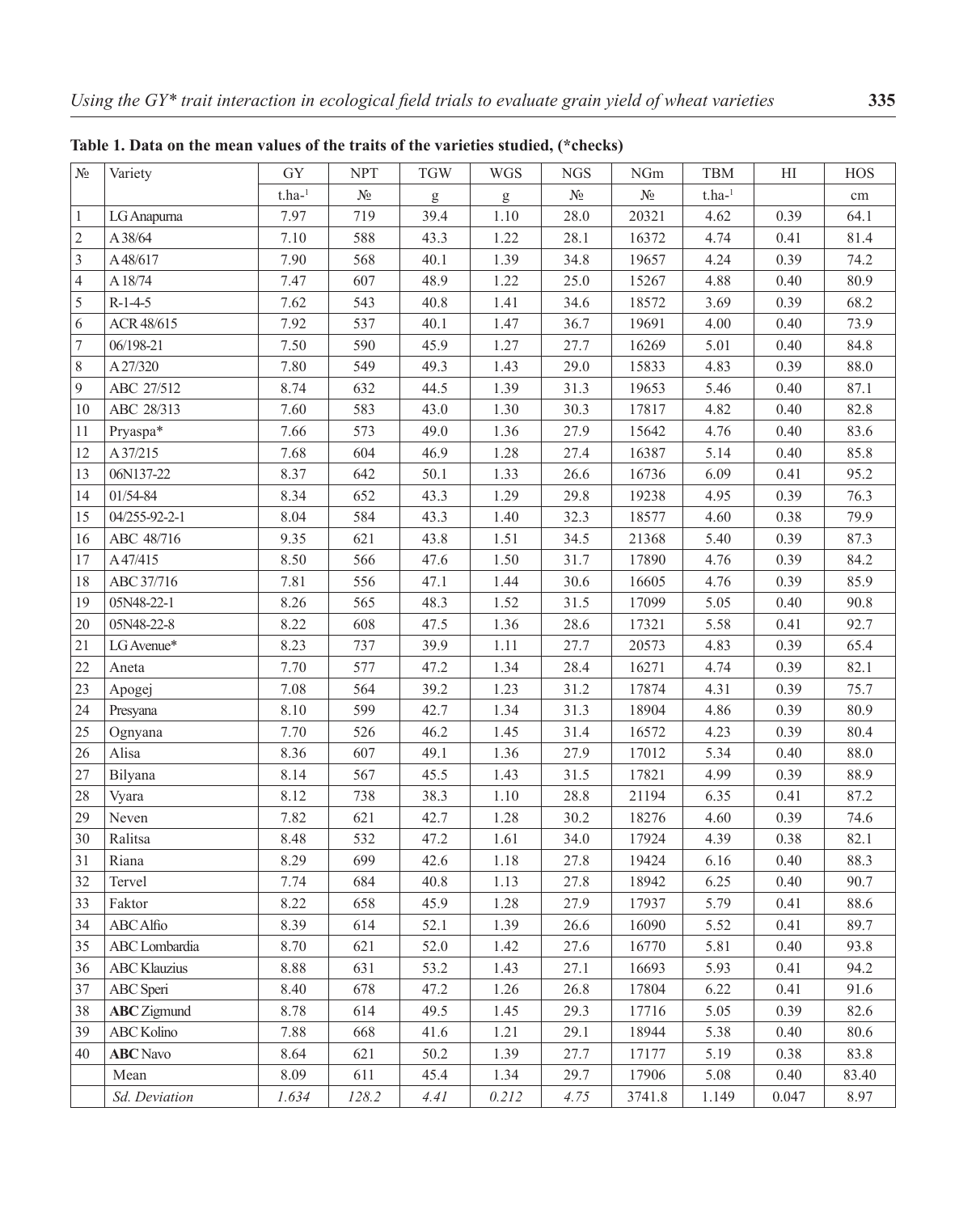**Table 1. Data on the mean values of the traits of the varieties studied, (*checks)**

| № | Variety | GY | NPT | TGW | WGS | NGS | NGm | TBM | HI | HOS |
|---|---|---|---|---|---|---|---|---|---|---|
| | | t.ha$^{-1}$ | № | g | g | № | № | t.ha$^{-1}$ | | cm |
| 1 | LG Anapurna | 7.97 | 719 | 39.4 | 1.10 | 28.0 | 20321 | 4.62 | 0.39 | 64.1 |
| 2 | A 38/64 | 7.10 | 588 | 43.3 | 1.22 | 28.1 | 16372 | 4.74 | 0.41 | 81.4 |
| 3 | A 48/617 | 7.90 | 568 | 40.1 | 1.39 | 34.8 | 19657 | 4.24 | 0.39 | 74.2 |
| 4 | A 18/74 | 7.47 | 607 | 48.9 | 1.22 | 25.0 | 15267 | 4.88 | 0.40 | 80.9 |
| 5 | R-1-4-5 | 7.62 | 543 | 40.8 | 1.41 | 34.6 | 18572 | 3.69 | 0.39 | 68.2 |
| 6 | ACR 48/615 | 7.92 | 537 | 40.1 | 1.47 | 36.7 | 19691 | 4.00 | 0.40 | 73.9 |
| 7 | 06/198-21 | 7.50 | 590 | 45.9 | 1.27 | 27.7 | 16269 | 5.01 | 0.40 | 84.8 |
| 8 | A 27/320 | 7.80 | 549 | 49.3 | 1.43 | 29.0 | 15833 | 4.83 | 0.39 | 88.0 |
| 9 | ABC 27/512 | 8.74 | 632 | 44.5 | 1.39 | 31.3 | 19653 | 5.46 | 0.40 | 87.1 |
| 10 | ABC 28/313 | 7.60 | 583 | 43.0 | 1.30 | 30.3 | 17817 | 4.82 | 0.40 | 82.8 |
| 11 | Pryaspa* | 7.66 | 573 | 49.0 | 1.36 | 27.9 | 15642 | 4.76 | 0.40 | 83.6 |
| 12 | A 37/215 | 7.68 | 604 | 46.9 | 1.28 | 27.4 | 16387 | 5.14 | 0.40 | 85.8 |
| 13 | 06N137-22 | 8.37 | 642 | 50.1 | 1.33 | 26.6 | 16736 | 6.09 | 0.41 | 95.2 |
| 14 | 01/54-84 | 8.34 | 652 | 43.3 | 1.29 | 29.8 | 19238 | 4.95 | 0.39 | 76.3 |
| 15 | 04/255-92-2-1 | 8.04 | 584 | 43.3 | 1.40 | 32.3 | 18577 | 4.60 | 0.38 | 79.9 |
| 16 | ABC 48/716 | 9.35 | 621 | 43.8 | 1.51 | 34.5 | 21368 | 5.40 | 0.39 | 87.3 |
| 17 | A 47/415 | 8.50 | 566 | 47.6 | 1.50 | 31.7 | 17890 | 4.76 | 0.39 | 84.2 |
| 18 | ABC 37/716 | 7.81 | 556 | 47.1 | 1.44 | 30.6 | 16605 | 4.76 | 0.39 | 85.9 |
| 19 | 05N48-22-1 | 8.26 | 565 | 48.3 | 1.52 | 31.5 | 17099 | 5.05 | 0.40 | 90.8 |
| 20 | 05N48-22-8 | 8.22 | 608 | 47.5 | 1.36 | 28.6 | 17321 | 5.58 | 0.41 | 92.7 |
| 21 | LG Avenue* | 8.23 | 737 | 39.9 | 1.11 | 27.7 | 20573 | 4.83 | 0.39 | 65.4 |
| 22 | Aneta | 7.70 | 577 | 47.2 | 1.34 | 28.4 | 16271 | 4.74 | 0.39 | 82.1 |
| 23 | Apogej | 7.08 | 564 | 39.2 | 1.23 | 31.2 | 17874 | 4.31 | 0.39 | 75.7 |
| 24 | Presyana | 8.10 | 599 | 42.7 | 1.34 | 31.3 | 18904 | 4.86 | 0.39 | 80.9 |
| 25 | Ognyana | 7.70 | 526 | 46.2 | 1.45 | 31.4 | 16572 | 4.23 | 0.39 | 80.4 |
| 26 | Alisa | 8.36 | 607 | 49.1 | 1.36 | 27.9 | 17012 | 5.34 | 0.40 | 88.0 |
| 27 | Bilyana | 8.14 | 567 | 45.5 | 1.43 | 31.5 | 17821 | 4.99 | 0.39 | 88.9 |
| 28 | Vyara | 8.12 | 738 | 38.3 | 1.10 | 28.8 | 21194 | 6.35 | 0.41 | 87.2 |
| 29 | Neven | 7.82 | 621 | 42.7 | 1.28 | 30.2 | 18276 | 4.60 | 0.39 | 74.6 |
| 30 | Ralitsa | 8.48 | 532 | 47.2 | 1.61 | 34.0 | 17924 | 4.39 | 0.38 | 82.1 |
| 31 | Riana | 8.29 | 699 | 42.6 | 1.18 | 27.8 | 19424 | 6.16 | 0.40 | 88.3 |
| 32 | Tervel | 7.74 | 684 | 40.8 | 1.13 | 27.8 | 18942 | 6.25 | 0.40 | 90.7 |
| 33 | Faktor | 8.22 | 658 | 45.9 | 1.28 | 27.9 | 17937 | 5.79 | 0.41 | 88.6 |
| 34 | ABC Alfio | 8.39 | 614 | 52.1 | 1.39 | 26.6 | 16090 | 5.52 | 0.41 | 89.7 |
| 35 | ABC Lombardia | 8.70 | 621 | 52.0 | 1.42 | 27.6 | 16770 | 5.81 | 0.40 | 93.8 |
| 36 | ABC Klauzius | 8.88 | 631 | 53.2 | 1.43 | 27.1 | 16693 | 5.93 | 0.41 | 94.2 |
| 37 | ABC Speri | 8.40 | 678 | 47.2 | 1.26 | 26.8 | 17804 | 6.22 | 0.41 | 91.6 |
| 38 | **ABC** Zigmund | 8.78 | 614 | 49.5 | 1.45 | 29.3 | 17716 | 5.05 | 0.39 | 82.6 |
| 39 | ABC Kolino | 7.88 | 668 | 41.6 | 1.21 | 29.1 | 18944 | 5.38 | 0.40 | 80.6 |
| 40 | **ABC** Navo | 8.64 | 621 | 50.2 | 1.39 | 27.7 | 17177 | 5.19 | 0.38 | 83.8 |
| | Mean | 8.09 | 611 | 45.4 | 1.34 | 29.7 | 17906 | 5.08 | 0.40 | 83.40 |
| | *Sd. Deviation* | *1.634* | *128.2* | *4.41* | *0.212* | *4.75* | 3741.8 | 1.149 | 0.047 | 8.97 |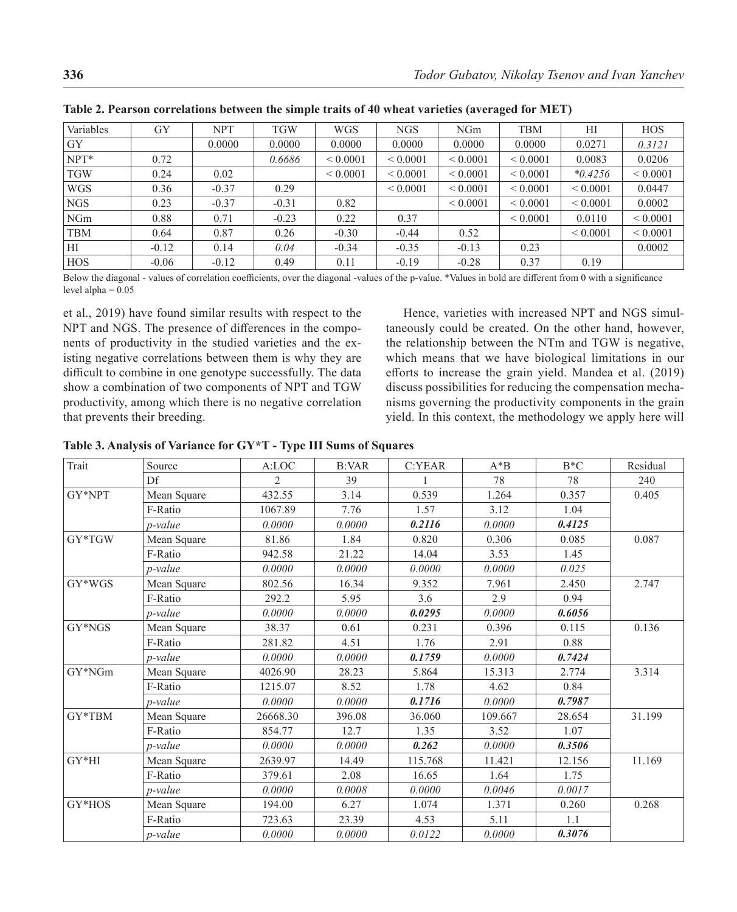**Table 2. Pearson correlations between the simple traits of 40 wheat varieties (averaged for MET)**

| Variables | GY | NPT | TGW | WGS | NGS | NGm | TBM | HI | HOS |
|---|---|---|---|---|---|---|---|---|---|
| GY | | 0.0000 | 0.0000 | 0.0000 | 0.0000 | 0.0000 | 0.0000 | 0.0271 | *0.3121* |
| NPT* | 0.72 | | *0.6686* | < 0.0001 | < 0.0001 | < 0.0001 | < 0.0001 | 0.0083 | 0.0206 |
| TGW | 0.24 | 0.02 | | < 0.0001 | < 0.0001 | < 0.0001 | < 0.0001 | **0.4256* | < 0.0001 |
| WGS | 0.36 | -0.37 | 0.29 | | < 0.0001 | < 0.0001 | < 0.0001 | < 0.0001 | 0.0447 |
| NGS | 0.23 | -0.37 | -0.31 | 0.82 | | < 0.0001 | < 0.0001 | < 0.0001 | 0.0002 |
| NGm | 0.88 | 0.71 | -0.23 | 0.22 | 0.37 | | < 0.0001 | 0.0110 | < 0.0001 |
| TBM | 0.64 | 0.87 | 0.26 | -0.30 | -0.44 | 0.52 | | < 0.0001 | < 0.0001 |
| HI | -0.12 | 0.14 | *0.04* | -0.34 | -0.35 | -0.13 | 0.23 | | 0.0002 |
| HOS | -0.06 | -0.12 | 0.49 | 0.11 | -0.19 | -0.28 | 0.37 | 0.19 | |

Below the diagonal - values of correlation coefficients, over the diagonal -values of the p-value. *Values in bold are different from 0 with a significance level alpha = 0.05

et al., 2019) have found similar results with respect to the NPT and NGS. The presence of differences in the components of productivity in the studied varieties and the existing negative correlations between them is why they are difficult to combine in one genotype successfully. The data show a combination of two components of NPT and TGW productivity, among which there is no negative correlation that prevents their breeding.

Hence, varieties with increased NPT and NGS simultaneously could be created. On the other hand, however, the relationship between the NTm and TGW is negative, which means that we have biological limitations in our efforts to increase the grain yield. Mandea et al. (2019) discuss possibilities for reducing the compensation mechanisms governing the productivity components in the grain yield. In this context, the methodology we apply here will

**Table 3. Analysis of Variance for GY*T - Type III Sums of Squares**

| Trait | Source | A:LOC | B:VAR | C:YEAR | A*B | B*C | Residual |
|---|---|---|---|---|---|---|---|
| | Df | 2 | 39 | 1 | 78 | 78 | 240 |
| GY*NPT | Mean Square | 432.55 | 3.14 | 0.539 | 1.264 | 0.357 | 0.405 |
| | F-Ratio | 1067.89 | 7.76 | 1.57 | 3.12 | 1.04 | |
| | *p-value* | *0.0000* | *0.0000* | ***0.2116*** | *0.0000* | ***0.4125*** | |
| GY*TGW | Mean Square | 81.86 | 1.84 | 0.820 | 0.306 | 0.085 | 0.087 |
| | F-Ratio | 942.58 | 21.22 | 14.04 | 3.53 | 1.45 | |
| | *p-value* | *0.0000* | *0.0000* | *0.0000* | *0.0000* | *0.025* | |
| GY*WGS | Mean Square | 802.56 | 16.34 | 9.352 | 7.961 | 2.450 | 2.747 |
| | F-Ratio | 292.2 | 5.95 | 3.6 | 2.9 | 0.94 | |
| | *p-value* | *0.0000* | *0.0000* | ***0.0295*** | *0.0000* | ***0.6056*** | |
| GY*NGS | Mean Square | 38.37 | 0.61 | 0.231 | 0.396 | 0.115 | 0.136 |
| | F-Ratio | 281.82 | 4.51 | 1.76 | 2.91 | 0.88 | |
| | *p-value* | *0.0000* | *0.0000* | ***0.1759*** | *0.0000* | ***0.7424*** | |
| GY*NGm | Mean Square | 4026.90 | 28.23 | 5.864 | 15.313 | 2.774 | 3.314 |
| | F-Ratio | 1215.07 | 8.52 | 1.78 | 4.62 | 0.84 | |
| | *p-value* | *0.0000* | *0.0000* | ***0.1716*** | *0.0000* | ***0.7987*** | |
| GY*TBM | Mean Square | 26668.30 | 396.08 | 36.060 | 109.667 | 28.654 | 31.199 |
| | F-Ratio | 854.77 | 12.7 | 1.35 | 3.52 | 1.07 | |
| | *p-value* | *0.0000* | *0.0000* | ***0.262*** | *0.0000* | ***0.3506*** | |
| GY*HI | Mean Square | 2639.97 | 14.49 | 115.768 | 11.421 | 12.156 | 11.169 |
| | F-Ratio | 379.61 | 2.08 | 16.65 | 1.64 | 1.75 | |
| | *p-value* | *0.0000* | *0.0008* | *0.0000* | *0.0046* | *0.0017* | |
| GY*HOS | Mean Square | 194.00 | 6.27 | 1.074 | 1.371 | 0.260 | 0.268 |
| | F-Ratio | 723.63 | 23.39 | 4.53 | 5.11 | 1.1 | |
| | *p-value* | *0.0000* | *0.0000* | *0.0122* | *0.0000* | ***0.3076*** | |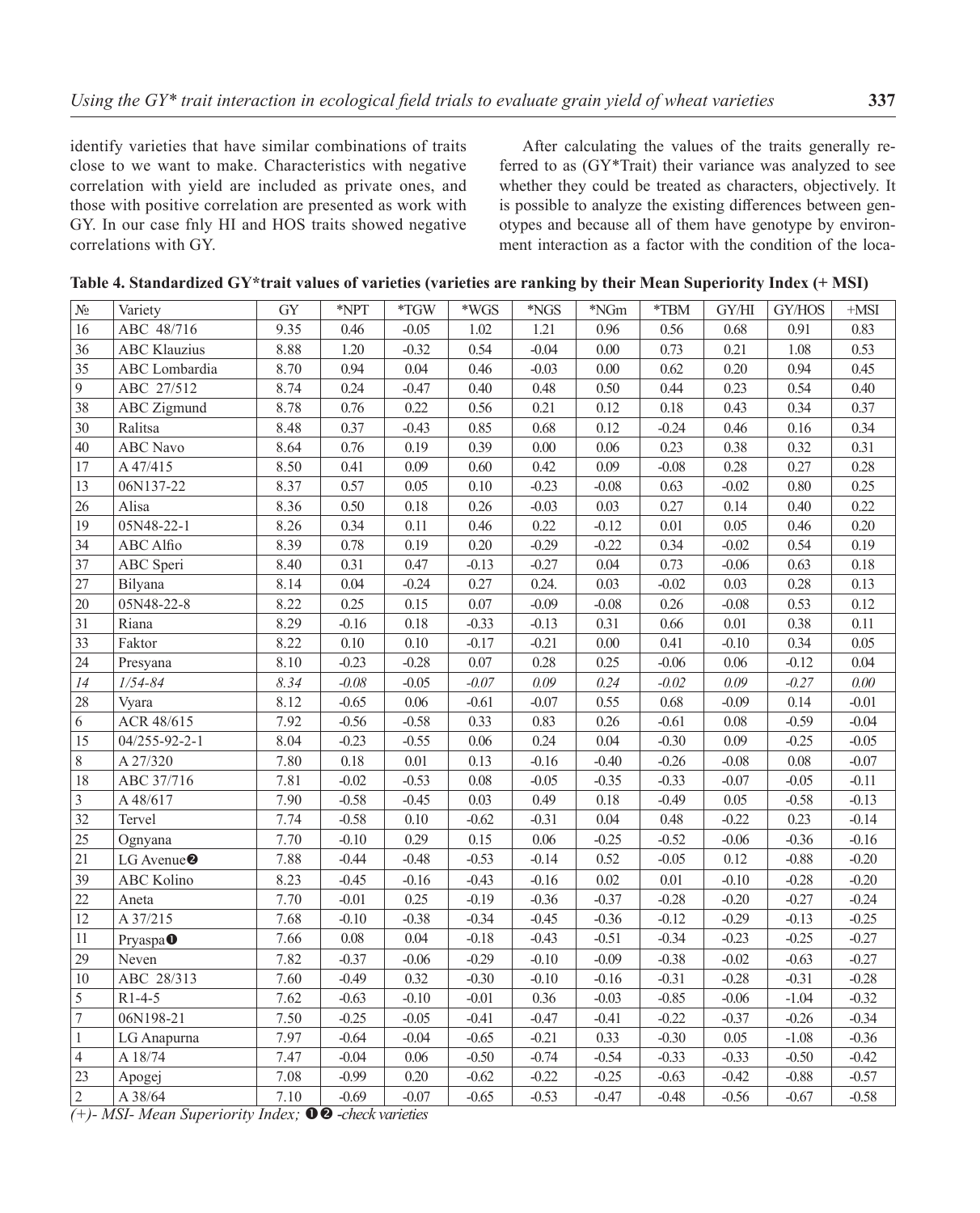identify varieties that have similar combinations of traits close to we want to make. Characteristics with negative correlation with yield are included as private ones, and those with positive correlation are presented as work with GY. In our case fnly HI and HOS traits showed negative correlations with GY.

After calculating the values of the traits generally referred to as (GY*Trait) their variance was analyzed to see whether they could be treated as characters, objectively. It is possible to analyze the existing differences between genotypes and because all of them have genotype by environment interaction as a factor with the condition of the loca-

**Table 4. Standardized GY*trait values of varieties (varieties are ranking by their Mean Superiority Index (+ MSI)**

| № | Variety | GY | *NPT | *TGW | *WGS | *NGS | *NGm | *TBM | GY/HI | GY/HOS | +MSI |
|---|---|---|---|---|---|---|---|---|---|---|---|
| 16 | ABC 48/716 | 9.35 | 0.46 | -0.05 | 1.02 | 1.21 | 0.96 | 0.56 | 0.68 | 0.91 | 0.83 |
| 36 | ABC Klauzius | 8.88 | 1.20 | -0.32 | 0.54 | -0.04 | 0.00 | 0.73 | 0.21 | 1.08 | 0.53 |
| 35 | ABC Lombardia | 8.70 | 0.94 | 0.04 | 0.46 | -0.03 | 0.00 | 0.62 | 0.20 | 0.94 | 0.45 |
| 9 | ABC 27/512 | 8.74 | 0.24 | -0.47 | 0.40 | 0.48 | 0.50 | 0.44 | 0.23 | 0.54 | 0.40 |
| 38 | ABC Zigmund | 8.78 | 0.76 | 0.22 | 0.56 | 0.21 | 0.12 | 0.18 | 0.43 | 0.34 | 0.37 |
| 30 | Ralitsa | 8.48 | 0.37 | -0.43 | 0.85 | 0.68 | 0.12 | -0.24 | 0.46 | 0.16 | 0.34 |
| 40 | ABC Navo | 8.64 | 0.76 | 0.19 | 0.39 | 0.00 | 0.06 | 0.23 | 0.38 | 0.32 | 0.31 |
| 17 | A 47/415 | 8.50 | 0.41 | 0.09 | 0.60 | 0.42 | 0.09 | -0.08 | 0.28 | 0.27 | 0.28 |
| 13 | 06N137-22 | 8.37 | 0.57 | 0.05 | 0.10 | -0.23 | -0.08 | 0.63 | -0.02 | 0.80 | 0.25 |
| 26 | Alisa | 8.36 | 0.50 | 0.18 | 0.26 | -0.03 | 0.03 | 0.27 | 0.14 | 0.40 | 0.22 |
| 19 | 05N48-22-1 | 8.26 | 0.34 | 0.11 | 0.46 | 0.22 | -0.12 | 0.01 | 0.05 | 0.46 | 0.20 |
| 34 | ABC Alfio | 8.39 | 0.78 | 0.19 | 0.20 | -0.29 | -0.22 | 0.34 | -0.02 | 0.54 | 0.19 |
| 37 | ABC Speri | 8.40 | 0.31 | 0.47 | -0.13 | -0.27 | 0.04 | 0.73 | -0.06 | 0.63 | 0.18 |
| 27 | Bilyana | 8.14 | 0.04 | -0.24 | 0.27 | 0.24. | 0.03 | -0.02 | 0.03 | 0.28 | 0.13 |
| 20 | 05N48-22-8 | 8.22 | 0.25 | 0.15 | 0.07 | -0.09 | -0.08 | 0.26 | -0.08 | 0.53 | 0.12 |
| 31 | Riana | 8.29 | -0.16 | 0.18 | -0.33 | -0.13 | 0.31 | 0.66 | 0.01 | 0.38 | 0.11 |
| 33 | Faktor | 8.22 | 0.10 | 0.10 | -0.17 | -0.21 | 0.00 | 0.41 | -0.10 | 0.34 | 0.05 |
| 24 | Presyana | 8.10 | -0.23 | -0.28 | 0.07 | 0.28 | 0.25 | -0.06 | 0.06 | -0.12 | 0.04 |
| *14* | *1/54-84* | *8.34* | *-0.08* | *-0.05* | *-0.07* | *0.09* | *0.24* | *-0.02* | *0.09* | *-0.27* | *0.00* |
| 28 | Vyara | 8.12 | -0.65 | 0.06 | -0.61 | -0.07 | 0.55 | 0.68 | -0.09 | 0.14 | -0.01 |
| 6 | ACR 48/615 | 7.92 | -0.56 | -0.58 | 0.33 | 0.83 | 0.26 | -0.61 | 0.08 | -0.59 | -0.04 |
| 15 | 04/255-92-2-1 | 8.04 | -0.23 | -0.55 | 0.06 | 0.24 | 0.04 | -0.30 | 0.09 | -0.25 | -0.05 |
| 8 | A 27/320 | 7.80 | 0.18 | 0.01 | 0.13 | -0.16 | -0.40 | -0.26 | -0.08 | 0.08 | -0.07 |
| 18 | ABC 37/716 | 7.81 | -0.02 | -0.53 | 0.08 | -0.05 | -0.35 | -0.33 | -0.07 | -0.05 | -0.11 |
| 3 | A 48/617 | 7.90 | -0.58 | -0.45 | 0.03 | 0.49 | 0.18 | -0.49 | 0.05 | -0.58 | -0.13 |
| 32 | Tervel | 7.74 | -0.58 | 0.10 | -0.62 | -0.31 | 0.04 | 0.48 | -0.22 | 0.23 | -0.14 |
| 25 | Ognyana | 7.70 | -0.10 | 0.29 | 0.15 | 0.06 | -0.25 | -0.52 | -0.06 | -0.36 | -0.16 |
| 21 | LG Avenue❷ | 7.88 | -0.44 | -0.48 | -0.53 | -0.14 | 0.52 | -0.05 | 0.12 | -0.88 | -0.20 |
| 39 | ABC Kolino | 8.23 | -0.45 | -0.16 | -0.43 | -0.16 | 0.02 | 0.01 | -0.10 | -0.28 | -0.20 |
| 22 | Aneta | 7.70 | -0.01 | 0.25 | -0.19 | -0.36 | -0.37 | -0.28 | -0.20 | -0.27 | -0.24 |
| 12 | A 37/215 | 7.68 | -0.10 | -0.38 | -0.34 | -0.45 | -0.36 | -0.12 | -0.29 | -0.13 | -0.25 |
| 11 | Pryaspa❶ | 7.66 | 0.08 | 0.04 | -0.18 | -0.43 | -0.51 | -0.34 | -0.23 | -0.25 | -0.27 |
| 29 | Neven | 7.82 | -0.37 | -0.06 | -0.29 | -0.10 | -0.09 | -0.38 | -0.02 | -0.63 | -0.27 |
| 10 | ABC 28/313 | 7.60 | -0.49 | 0.32 | -0.30 | -0.10 | -0.16 | -0.31 | -0.28 | -0.31 | -0.28 |
| 5 | R1-4-5 | 7.62 | -0.63 | -0.10 | -0.01 | 0.36 | -0.03 | -0.85 | -0.06 | -1.04 | -0.32 |
| 7 | 06N198-21 | 7.50 | -0.25 | -0.05 | -0.41 | -0.47 | -0.41 | -0.22 | -0.37 | -0.26 | -0.34 |
| 1 | LG Anapurna | 7.97 | -0.64 | -0.04 | -0.65 | -0.21 | 0.33 | -0.30 | 0.05 | -1.08 | -0.36 |
| 4 | A 18/74 | 7.47 | -0.04 | 0.06 | -0.50 | -0.74 | -0.54 | -0.33 | -0.33 | -0.50 | -0.42 |
| 23 | Apogej | 7.08 | -0.99 | 0.20 | -0.62 | -0.22 | -0.25 | -0.63 | -0.42 | -0.88 | -0.57 |
| 2 | A 38/64 | 7.10 | -0.69 | -0.07 | -0.65 | -0.53 | -0.47 | -0.48 | -0.56 | -0.67 | -0.58 |

*(+)- MSI- Mean Superiority Index;* ❶❷ *-check varieties*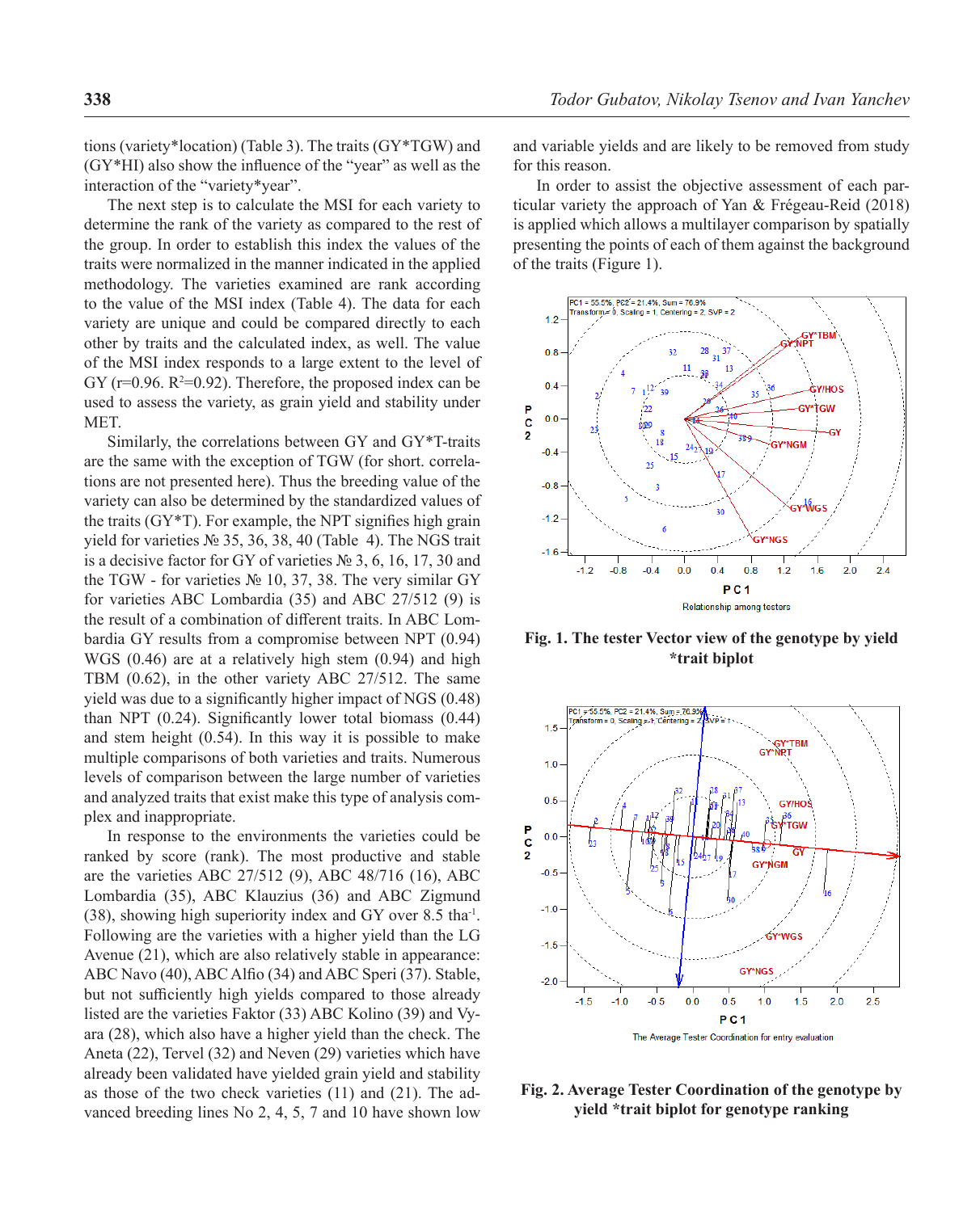tions (variety*location) (Table 3). The traits (GY*TGW) and (GY*HI) also show the influence of the "year" as well as the interaction of the "variety*year".

The next step is to calculate the MSI for each variety to determine the rank of the variety as compared to the rest of the group. In order to establish this index the values of the traits were normalized in the manner indicated in the applied methodology. The varieties examined are rank according to the value of the MSI index (Table 4). The data for each variety are unique and could be compared directly to each other by traits and the calculated index, as well. The value of the MSI index responds to a large extent to the level of GY (r=0.96. $R^2$=0.92). Therefore, the proposed index can be used to assess the variety, as grain yield and stability under MET.

Similarly, the correlations between GY and GY*T-traits are the same with the exception of TGW (for short. correlations are not presented here). Thus the breeding value of the variety can also be determined by the standardized values of the traits (GY*T). For example, the NPT signifies high grain yield for varieties № 35, 36, 38, 40 (Table 4). The NGS trait is a decisive factor for GY of varieties № 3, 6, 16, 17, 30 and the TGW - for varieties № 10, 37, 38. The very similar GY for varieties ABC Lombardia (35) and ABC 27/512 (9) is the result of a combination of different traits. In ABC Lombardia GY results from a compromise between NPT (0.94) WGS (0.46) are at a relatively high stem (0.94) and high TBM (0.62), in the other variety ABC 27/512. The same yield was due to a significantly higher impact of NGS (0.48) than NPT (0.24). Significantly lower total biomass (0.44) and stem height (0.54). In this way it is possible to make multiple comparisons of both varieties and traits. Numerous levels of comparison between the large number of varieties and analyzed traits that exist make this type of analysis complex and inappropriate.

In response to the environments the varieties could be ranked by score (rank). The most productive and stable are the varieties ABC 27/512 (9), ABC 48/716 (16), ABC Lombardia (35), ABC Klauzius (36) and ABC Zigmund (38), showing high superiority index and GY over 8.5 tha[-1]. Following are the varieties with a higher yield than the LG Avenue (21), which are also relatively stable in appearance: ABC Navo (40), ABC Alfio (34) and ABC Speri (37). Stable, but not sufficiently high yields compared to those already listed are the varieties Faktor (33) ABC Kolino (39) and Vyara (28), which also have a higher yield than the check. The Aneta (22), Tervel (32) and Neven (29) varieties which have already been validated have yielded grain yield and stability as those of the two check varieties (11) and (21). The advanced breeding lines No 2, 4, 5, 7 and 10 have shown low and variable yields and are likely to be removed from study for this reason.

In order to assist the objective assessment of each particular variety the approach of Yan & Frégeau-Reid (2018) is applied which allows a multilayer comparison by spatially presenting the points of each of them against the background of the traits (Figure 1).

**Fig. 1. The tester Vector view of the genotype by yield *trait biplot**

**Fig. 2. Average Tester Coordination of the genotype by yield *trait biplot for genotype ranking**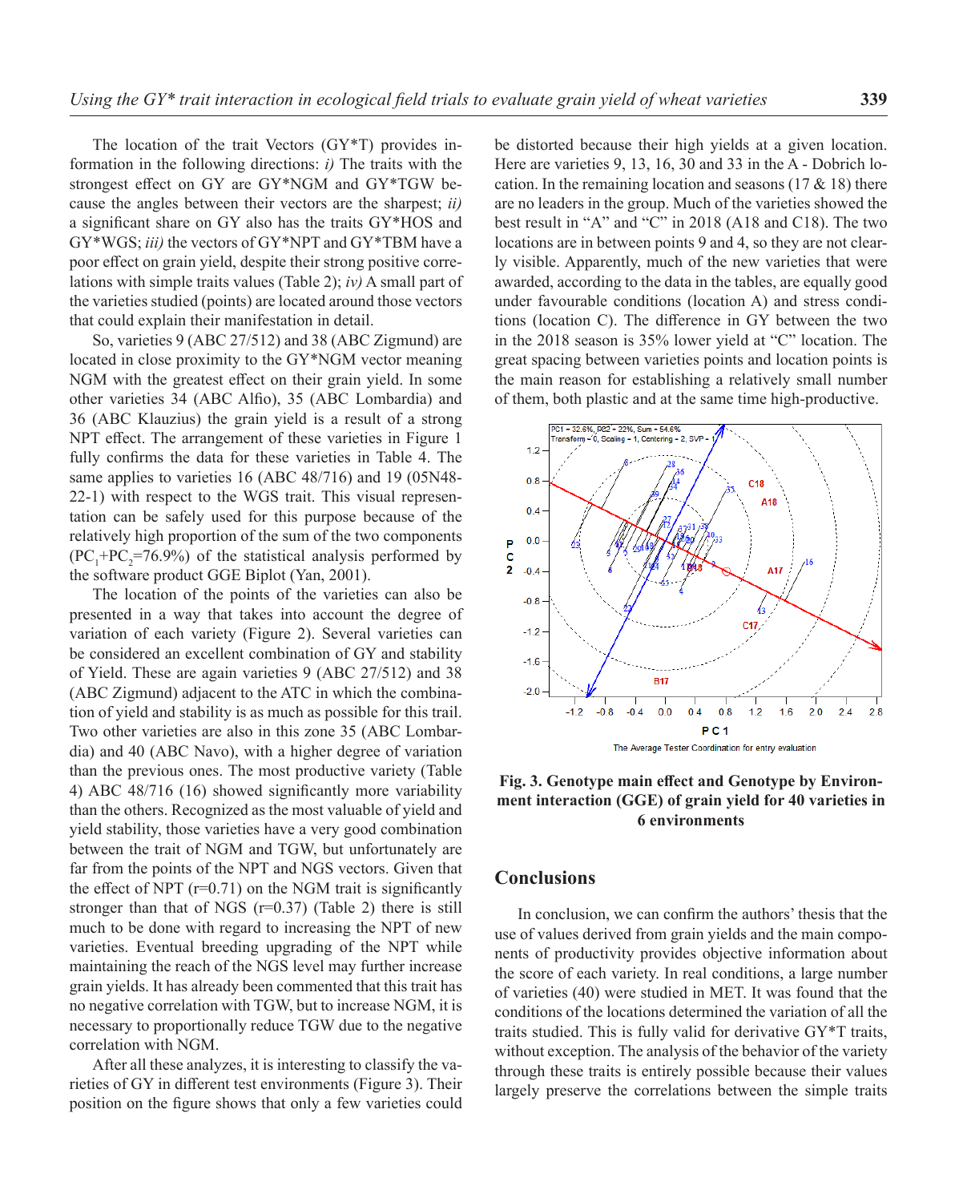The location of the trait Vectors (GY*T) provides information in the following directions: *i)* The traits with the strongest effect on GY are GY*NGM and GY*TGW because the angles between their vectors are the sharpest; *ii)* a significant share on GY also has the traits GY*HOS and GY*WGS; *iii)* the vectors of GY*NPT and GY*TBM have a poor effect on grain yield, despite their strong positive correlations with simple traits values (Table 2); *iv)* A small part of the varieties studied (points) are located around those vectors that could explain their manifestation in detail.

So, varieties 9 (ABC 27/512) and 38 (ABC Zigmund) are located in close proximity to the GY*NGM vector meaning NGM with the greatest effect on their grain yield. In some other varieties 34 (ABC Alfio), 35 (ABC Lombardia) and 36 (ABC Klauzius) the grain yield is a result of a strong NPT effect. The arrangement of these varieties in Figure 1 fully confirms the data for these varieties in Table 4. The same applies to varieties 16 (ABC 48/716) and 19 (05N48-22-1) with respect to the WGS trait. This visual representation can be safely used for this purpose because of the relatively high proportion of the sum of the two components ($PC_1$+$PC_2$=76.9%) of the statistical analysis performed by the software product GGE Biplot (Yan, 2001).

The location of the points of the varieties can also be presented in a way that takes into account the degree of variation of each variety (Figure 2). Several varieties can be considered an excellent combination of GY and stability of Yield. These are again varieties 9 (ABC 27/512) and 38 (ABC Zigmund) adjacent to the ATC in which the combination of yield and stability is as much as possible for this trail. Two other varieties are also in this zone 35 (ABC Lombardia) and 40 (ABC Navo), with a higher degree of variation than the previous ones. The most productive variety (Table 4) ABC 48/716 (16) showed significantly more variability than the others. Recognized as the most valuable of yield and yield stability, those varieties have a very good combination between the trait of NGM and TGW, but unfortunately are far from the points of the NPT and NGS vectors. Given that the effect of NPT (r=0.71) on the NGM trait is significantly stronger than that of NGS (r=0.37) (Table 2) there is still much to be done with regard to increasing the NPT of new varieties. Eventual breeding upgrading of the NPT while maintaining the reach of the NGS level may further increase grain yields. It has already been commented that this trait has no negative correlation with TGW, but to increase NGM, it is necessary to proportionally reduce TGW due to the negative correlation with NGM.

After all these analyzes, it is interesting to classify the varieties of GY in different test environments (Figure 3). Their position on the figure shows that only a few varieties could be distorted because their high yields at a given location. Here are varieties 9, 13, 16, 30 and 33 in the A - Dobrich location. In the remaining location and seasons (17 & 18) there are no leaders in the group. Much of the varieties showed the best result in "A" and "C" in 2018 (A18 and C18). The two locations are in between points 9 and 4, so they are not clearly visible. Apparently, much of the new varieties that were awarded, according to the data in the tables, are equally good under favourable conditions (location A) and stress conditions (location C). The difference in GY between the two in the 2018 season is 35% lower yield at "C" location. The great spacing between varieties points and location points is the main reason for establishing a relatively small number of them, both plastic and at the same time high-productive.

**Fig. 3. Genotype main effect and Genotype by Environment interaction (GGE) of grain yield for 40 varieties in 6 environments**

## Conclusions

In conclusion, we can confirm the authors' thesis that the use of values derived from grain yields and the main components of productivity provides objective information about the score of each variety. In real conditions, a large number of varieties (40) were studied in MET. It was found that the conditions of the locations determined the variation of all the traits studied. This is fully valid for derivative GY*T traits, without exception. The analysis of the behavior of the variety through these traits is entirely possible because their values largely preserve the correlations between the simple traits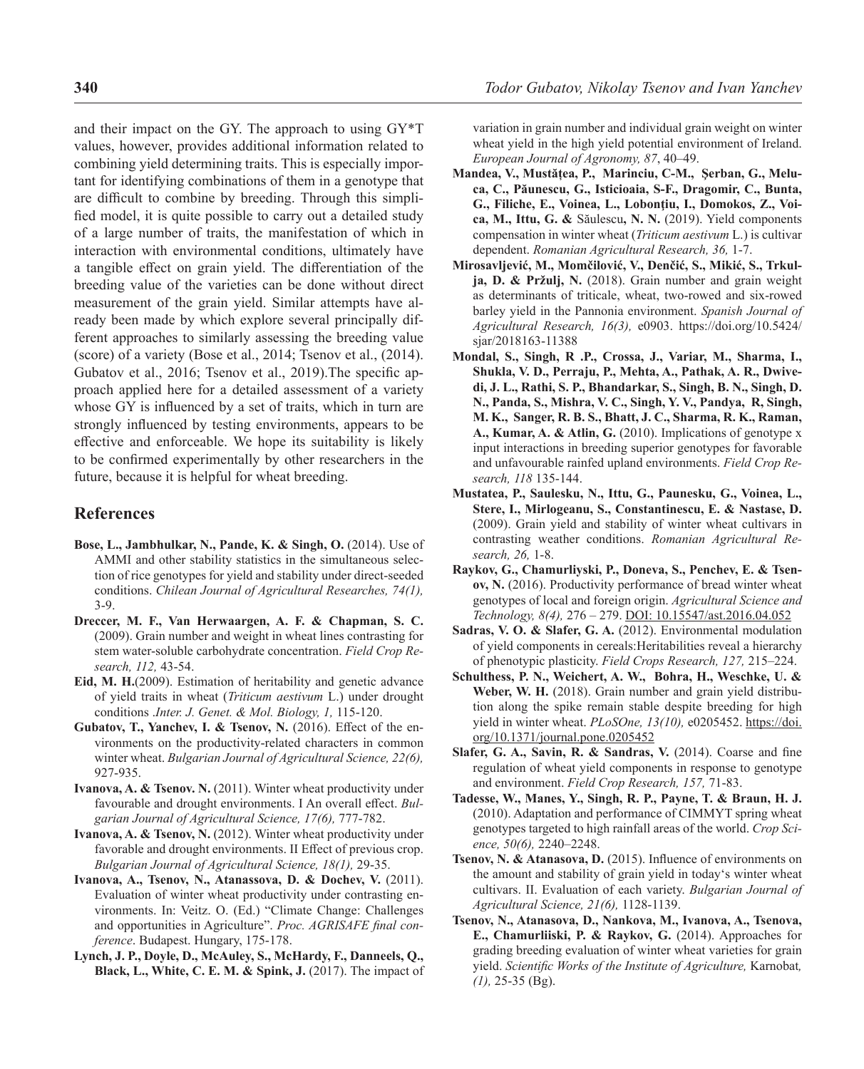and their impact on the GY. The approach to using GY*T values, however, provides additional information related to combining yield determining traits. This is especially important for identifying combinations of them in a genotype that are difficult to combine by breeding. Through this simplified model, it is quite possible to carry out a detailed study of a large number of traits, the manifestation of which in interaction with environmental conditions, ultimately have a tangible effect on grain yield. The differentiation of the breeding value of the varieties can be done without direct measurement of the grain yield. Similar attempts have already been made by which explore several principally different approaches to similarly assessing the breeding value (score) of a variety (Bose et al., 2014; Tsenov et al., (2014). Gubatov et al., 2016; Tsenov et al., 2019).The specific approach applied here for a detailed assessment of a variety whose GY is influenced by a set of traits, which in turn are strongly influenced by testing environments, appears to be effective and enforceable. We hope its suitability is likely to be confirmed experimentally by other researchers in the future, because it is helpful for wheat breeding.

## References

**Bose, L., Jambhulkar, N., Pande, K. & Singh, O.** (2014). Use of AMMI and other stability statistics in the simultaneous selection of rice genotypes for yield and stability under direct-seeded conditions. *Chilean Journal of Agricultural Researches, 74(1),* 3-9.

**Dreccer, M. F., Van Herwaargen, A. F. & Chapman, S. C.** (2009). Grain number and weight in wheat lines contrasting for stem water-soluble carbohydrate concentration. *Field Crop Research, 112,* 43-54.

**Eid, M. H.**(2009). Estimation of heritability and genetic advance of yield traits in wheat (*Triticum aestivum* L.) under drought conditions .*Inter. J. Genet. & Mol. Biology, 1,* 115-120.

**Gubatov, T., Yanchev, I. & Tsenov, N.** (2016). Effect of the environments on the productivity-related characters in common winter wheat. *Bulgarian Journal of Agricultural Science, 22(6),* 927-935.

**Ivanova, A. & Tsenov. N.** (2011). Winter wheat productivity under favourable and drought environments. I An overall effect. *Bulgarian Journal of Agricultural Science, 17(6),* 777-782.

**Ivanova, A. & Tsenov, N.** (2012). Winter wheat productivity under favorable and drought environments. II Effect of previous crop. *Bulgarian Journal of Agricultural Science, 18(1),* 29-35.

**Ivanova, A., Tsenov, N., Atanassova, D. & Dochev, V.** (2011). Evaluation of winter wheat productivity under contrasting environments. In: Veitz. O. (Ed.) "Climate Change: Challenges and opportunities in Agriculture". *Proc. AGRISAFE final conference*. Budapest. Hungary, 175-178.

**Lynch, J. P., Doyle, D., McAuley, S., McHardy, F., Danneels, Q., Black, L., White, C. E. M. & Spink, J.** (2017). The impact of variation in grain number and individual grain weight on winter wheat yield in the high yield potential environment of Ireland. *European Journal of Agronomy, 87*, 40–49.

**Mandea, V., Mustăţea, P., Marinciu, C-M., Şerban, G., Meluca, C., Păunescu, G., Isticioaia, S-F., Dragomir, C., Bunta, G., Filiche, E., Voinea, L., Lobonţiu, I., Domokos, Z., Voica, M., Ittu, G. &** Săulescu**, N. N.** (2019). Yield components compensation in winter wheat (*Triticum aestivum* L.) is cultivar dependent. *Romanian Agricultural Research, 36,* 1-7.

**Mirosavljević, M., Momčilović, V., Denčić, S., Mikić, S., Trkulja, D. & Pržulj, N.** (2018). Grain number and grain weight as determinants of triticale, wheat, two-rowed and six-rowed barley yield in the Pannonia environment. *Spanish Journal of Agricultural Research, 16(3),* e0903. https://doi.org/10.5424/sjar/2018163-11388

**Mondal, S., Singh, R .P., Crossa, J., Variar, M., Sharma, I., Shukla, V. D., Perraju, P., Mehta, A., Pathak, A. R., Dwivedi, J. L., Rathi, S. P., Bhandarkar, S., Singh, B. N., Singh, D. N., Panda, S., Mishra, V. C., Singh, Y. V., Pandya, R, Singh, M. K., Sanger, R. B. S., Bhatt, J. C., Sharma, R. K., Raman, A., Kumar, A. & Atlin, G.** (2010). Implications of genotype x input interactions in breeding superior genotypes for favorable and unfavourable rainfed upland environments. *Field Crop Research, 118* 135-144.

**Mustatea, P., Saulesku, N., Ittu, G., Paunesku, G., Voinea, L., Stere, I., Mirlogeanu, S., Constantinescu, E. & Nastase, D.** (2009). Grain yield and stability of winter wheat cultivars in contrasting weather conditions. *Romanian Agricultural Research, 26,* 1-8.

**Raykov, G., Chamurliyski, P., Doneva, S., Penchev, E. & Tsenov, N.** (2016). Productivity performance of bread winter wheat genotypes of local and foreign origin. *Agricultural Science and Technology, 8(4),* 276 – 279. DOI: 10.15547/ast.2016.04.052

**Sadras, V. O. & Slafer, G. A.** (2012). Environmental modulation of yield components in cereals:Heritabilities reveal a hierarchy of phenotypic plasticity. *Field Crops Research, 127,* 215–224.

**Schulthess, P. N., Weichert, A. W., Bohra, H., Weschke, U. & Weber, W. H.** (2018). Grain number and grain yield distribution along the spike remain stable despite breeding for high yield in winter wheat. *PLoSOne, 13(10),* e0205452. https://doi.org/10.1371/journal.pone.0205452

**Slafer, G. A., Savin, R. & Sandras, V.** (2014). Coarse and fine regulation of wheat yield components in response to genotype and environment. *Field Crop Research, 157,* 71-83.

**Tadesse, W., Manes, Y., Singh, R. P., Payne, T. & Braun, H. J.** (2010). Adaptation and performance of CIMMYT spring wheat genotypes targeted to high rainfall areas of the world. *Crop Science, 50(6),* 2240–2248.

**Tsenov, N. & Atanasova, D.** (2015). Influence of environments on the amount and stability of grain yield in today's winter wheat cultivars. II. Evaluation of each variety. *Bulgarian Journal of Agricultural Science, 21(6),* 1128-1139.

**Tsenov, N., Atanasova, D., Nankova, M., Ivanova, A., Tsenova, E., Chamurliiski, P. & Raykov, G.** (2014). Approaches for grading breeding evaluation of winter wheat varieties for grain yield. *Scientific Works of the Institute of Agriculture,* Karnobat*, (1),* 25-35 (Bg).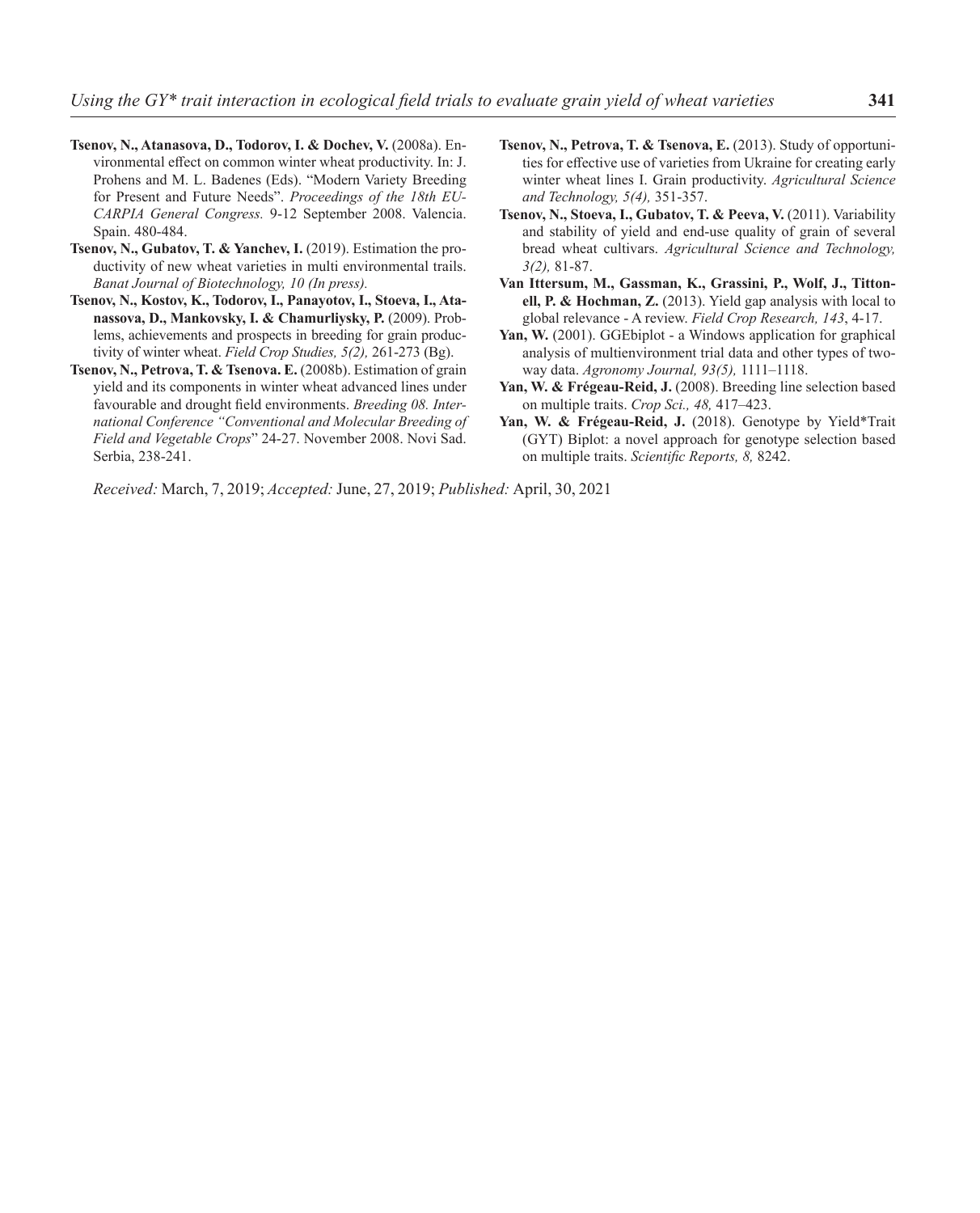**Tsenov, N., Atanasova, D., Todorov, I. & Dochev, V.** (2008a). Environmental effect on common winter wheat productivity. In: J. Prohens and M. L. Badenes (Eds). "Modern Variety Breeding for Present and Future Needs". *Proceedings of the 18th EUCARPIA General Congress.* 9-12 September 2008. Valencia. Spain. 480-484.

**Tsenov, N., Gubatov, T. & Yanchev, I.** (2019). Estimation the productivity of new wheat varieties in multi environmental trails. *Banat Journal of Biotechnology, 10 (In press).*

**Tsenov, N., Kostov, K., Todorov, I., Panayotov, I., Stoeva, I., Atanassova, D., Mankovsky, I. & Chamurliysky, P.** (2009). Problems, achievements and prospects in breeding for grain productivity of winter wheat. *Field Crop Studies, 5(2),* 261-273 (Bg).

**Tsenov, N., Petrova, T. & Tsenova. E.** (2008b). Estimation of grain yield and its components in winter wheat advanced lines under favourable and drought field environments. *Breeding 08. International Conference "Conventional and Molecular Breeding of Field and Vegetable Crops*" 24-27. November 2008. Novi Sad. Serbia, 238-241.

**Tsenov, N., Petrova, T. & Tsenova, E.** (2013). Study of opportunities for effective use of varieties from Ukraine for creating early winter wheat lines I. Grain productivity. *Agricultural Science and Technology, 5(4),* 351-357.

**Tsenov, N., Stoeva, I., Gubatov, T. & Peeva, V.** (2011). Variability and stability of yield and end-use quality of grain of several bread wheat cultivars. *Agricultural Science and Technology, 3(2),* 81-87.

**Van Ittersum, M., Gassman, K., Grassini, P., Wolf, J., Tittonell, P. & Hochman, Z.** (2013). Yield gap analysis with local to global relevance - A review. *Field Crop Research, 143*, 4-17.

**Yan, W.** (2001). GGEbiplot - a Windows application for graphical analysis of multienvironment trial data and other types of two-way data. *Agronomy Journal, 93(5),* 1111–1118.

**Yan, W. & Frégeau-Reid, J.** (2008). Breeding line selection based on multiple traits. *Crop Sci., 48,* 417–423.

**Yan, W. & Frégeau-Reid, J.** (2018). Genotype by Yield*Trait (GYT) Biplot: a novel approach for genotype selection based on multiple traits. *Scientific Reports, 8,* 8242.

*Received:* March, 7, 2019; *Accepted:* June, 27, 2019; *Published:* April, 30, 2021